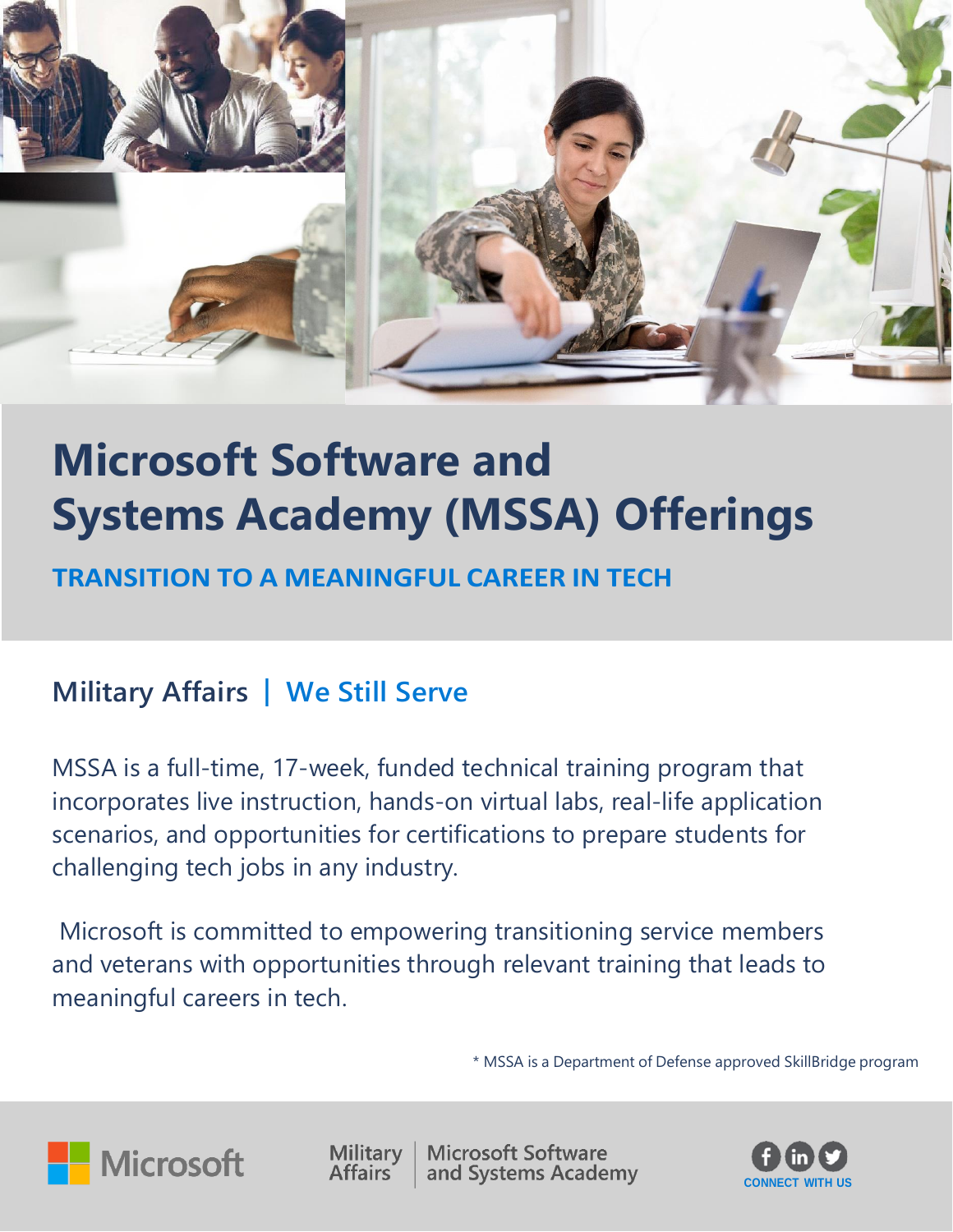# Microsoft Software and Systems Academy (MSSA) Offerings

## TRANSITION TO A MEANINGFUL CAREER IN TECH

### Military Affairs | We Still Serve

MSSA is a full-time, 17-week, funded technical training program that incorporates live instruction, hands-on virtual labs, real-life application scenarios, and opportunities for certifications to prepare students for challenging tech jobs in any industry.

Microsoft is committed to empowering transitioning service members and veterans with opportunities through relevant training that leads to meaningful careers in tech.

* MSSA is a Department of Defense approved SkillBridge program

Microsoft | Military Affairs | Microsoft Software and Systems Academy

CONNECT WITH US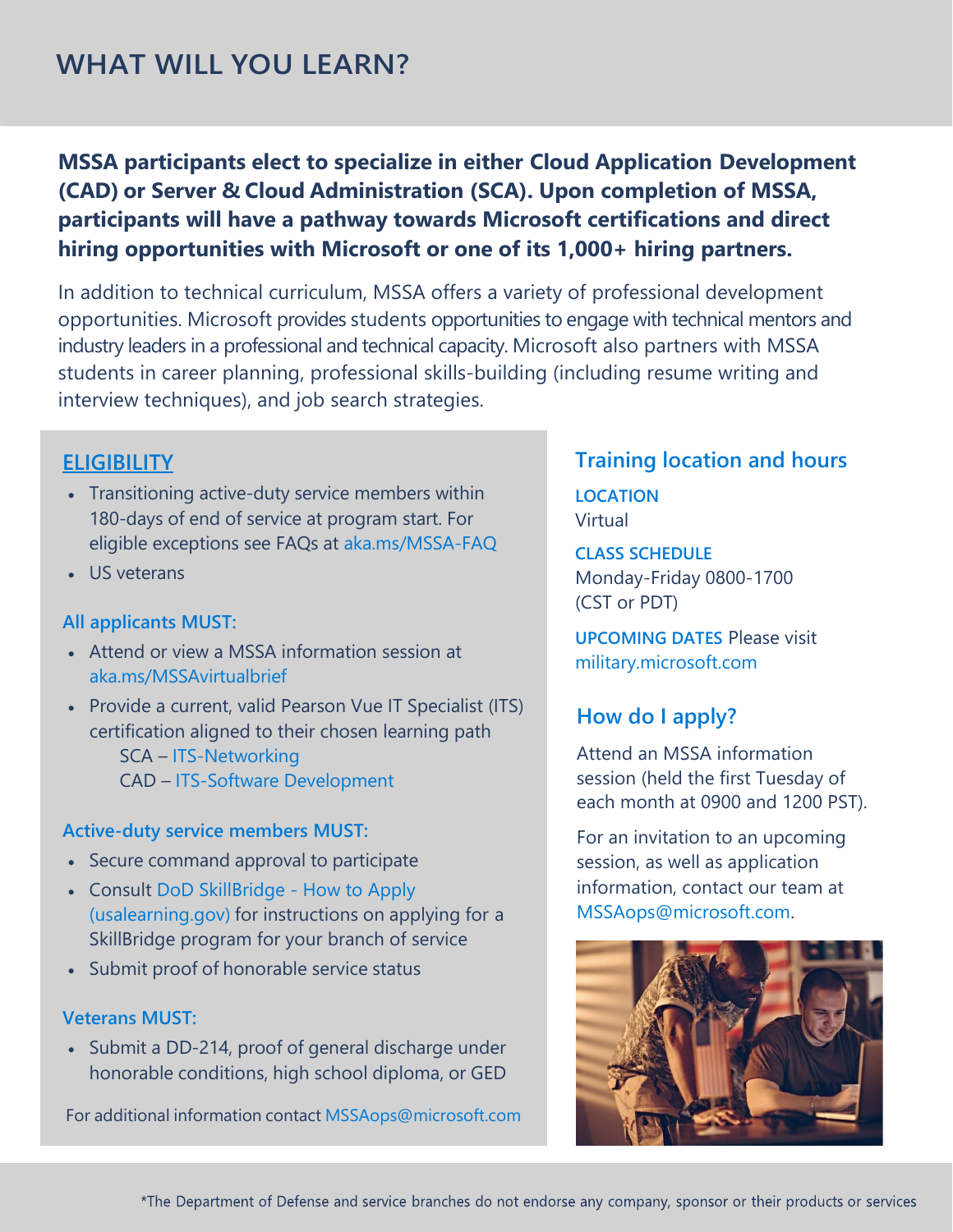# WHAT WILL YOU LEARN?

**MSSA participants elect to specialize in either Cloud Application Development (CAD) or Server & Cloud Administration (SCA). Upon completion of MSSA, participants will have a pathway towards Microsoft certifications and direct hiring opportunities with Microsoft or one of its 1,000+ hiring partners.**

In addition to technical curriculum, MSSA offers a variety of professional development opportunities. Microsoft provides students opportunities to engage with technical mentors and industry leaders in a professional and technical capacity. Microsoft also partners with MSSA students in career planning, professional skills-building (including resume writing and interview techniques), and job search strategies.

## ELIGIBILITY

- Transitioning active-duty service members within 180-days of end of service at program start. For eligible exceptions see FAQs at aka.ms/MSSA-FAQ
- US veterans

### All applicants MUST:

- Attend or view a MSSA information session at aka.ms/MSSAvirtualbrief
- Provide a current, valid Pearson Vue IT Specialist (ITS) certification aligned to their chosen learning path
  - SCA – ITS-Networking
  - CAD – ITS-Software Development

### Active-duty service members MUST:

- Secure command approval to participate
- Consult DoD SkillBridge - How to Apply (usalearning.gov) for instructions on applying for a SkillBridge program for your branch of service
- Submit proof of honorable service status

### Veterans MUST:

- Submit a DD-214, proof of general discharge under honorable conditions, high school diploma, or GED

For additional information contact MSSAops@microsoft.com

## Training location and hours

**LOCATION**
Virtual

**CLASS SCHEDULE**
Monday-Friday 0800-1700 (CST or PDT)

**UPCOMING DATES** Please visit military.microsoft.com

## How do I apply?

Attend an MSSA information session (held the first Tuesday of each month at 0900 and 1200 PST).

For an invitation to an upcoming session, as well as application information, contact our team at MSSAops@microsoft.com.

*The Department of Defense and service branches do not endorse any company, sponsor or their products or services